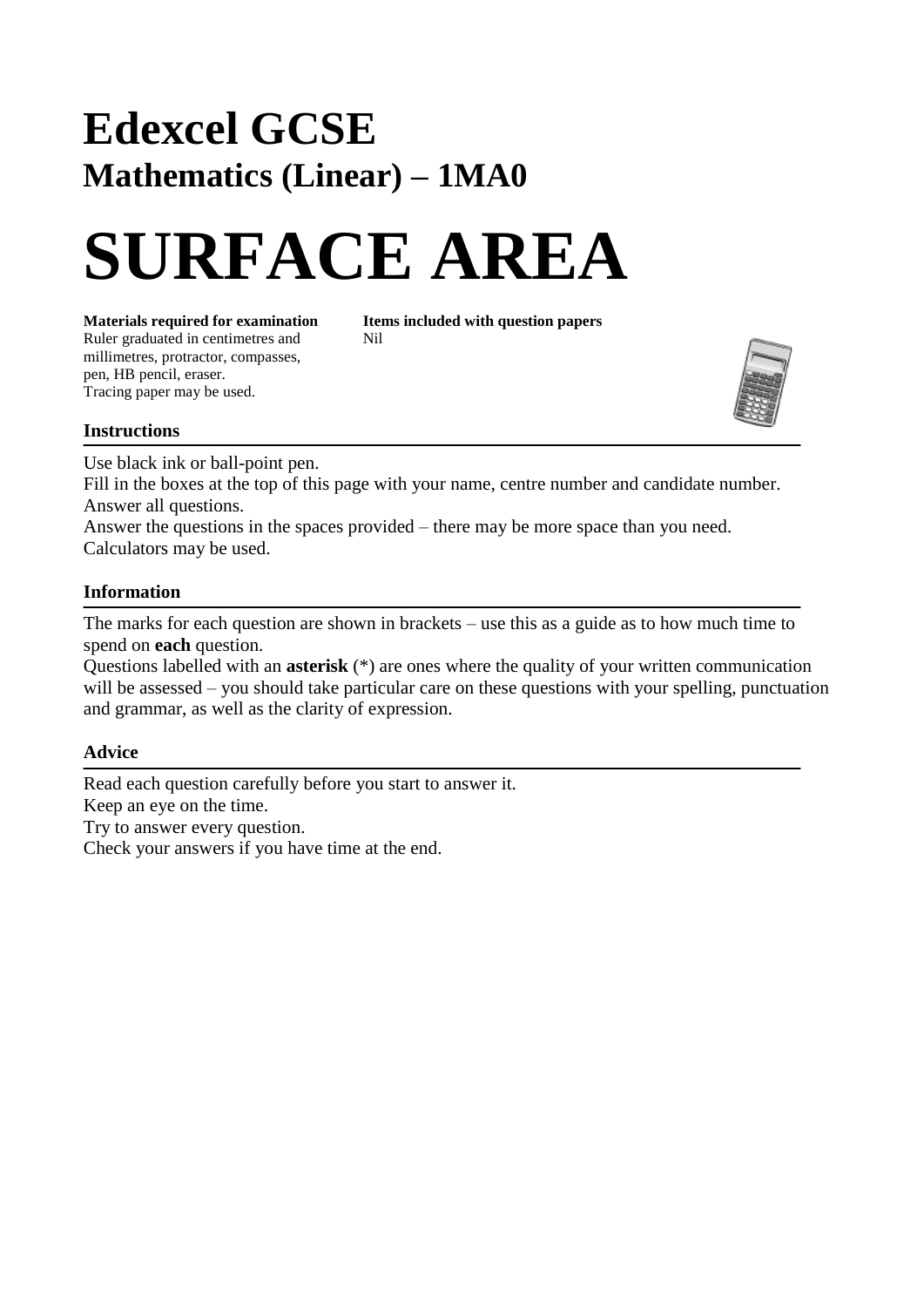# Edexcel GCSE

## Mathematics (Linear) – 1MA0

# SURFACE AREA

**Materials required for examination**
Ruler graduated in centimetres and millimetres, protractor, compasses, pen, HB pencil, eraser.
Tracing paper may be used.

**Items included with question papers**
Nil

### Instructions

Use black ink or ball-point pen.
Fill in the boxes at the top of this page with your name, centre number and candidate number.
Answer all questions.
Answer the questions in the spaces provided – there may be more space than you need.
Calculators may be used.

### Information

The marks for each question are shown in brackets – use this as a guide as to how much time to spend on **each** question.
Questions labelled with an **asterisk** (*) are ones where the quality of your written communication will be assessed – you should take particular care on these questions with your spelling, punctuation and grammar, as well as the clarity of expression.

### Advice

Read each question carefully before you start to answer it.
Keep an eye on the time.
Try to answer every question.
Check your answers if you have time at the end.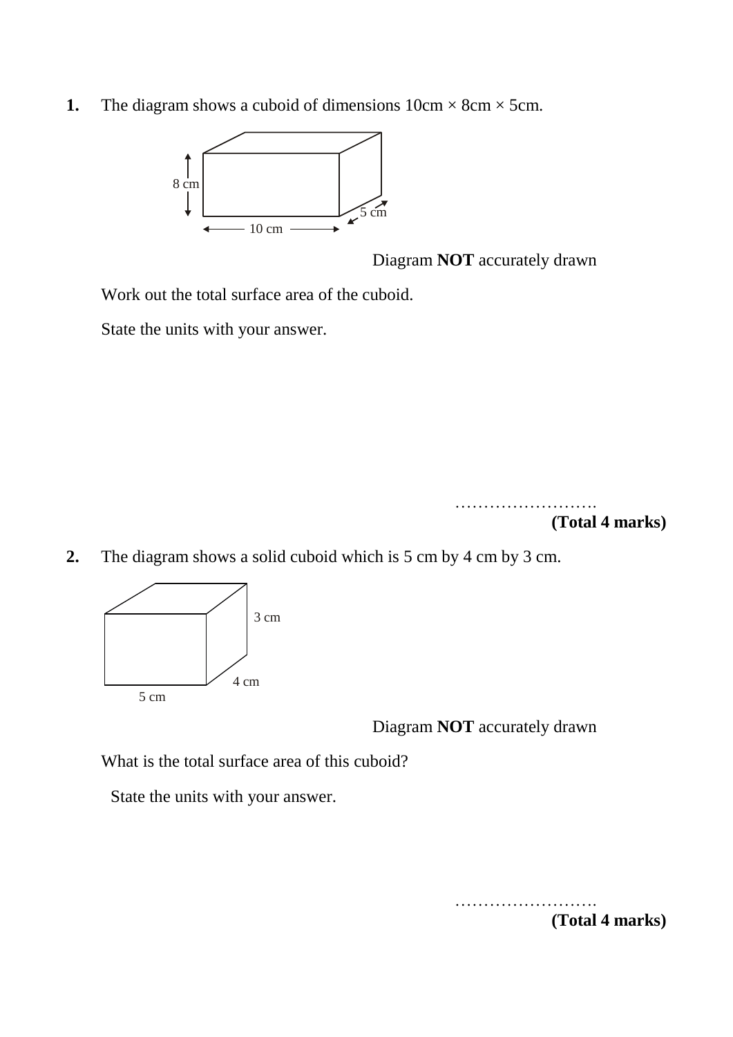**1.** The diagram shows a cuboid of dimensions 10cm × 8cm × 5cm.

8 cm

5 cm

10 cm

Diagram **NOT** accurately drawn

Work out the total surface area of the cuboid.

State the units with your answer.

…………………….
**(Total 4 marks)**

**2.** The diagram shows a solid cuboid which is 5 cm by 4 cm by 3 cm.

3 cm

4 cm

5 cm

Diagram **NOT** accurately drawn

What is the total surface area of this cuboid?

State the units with your answer.

…………………….
**(Total 4 marks)**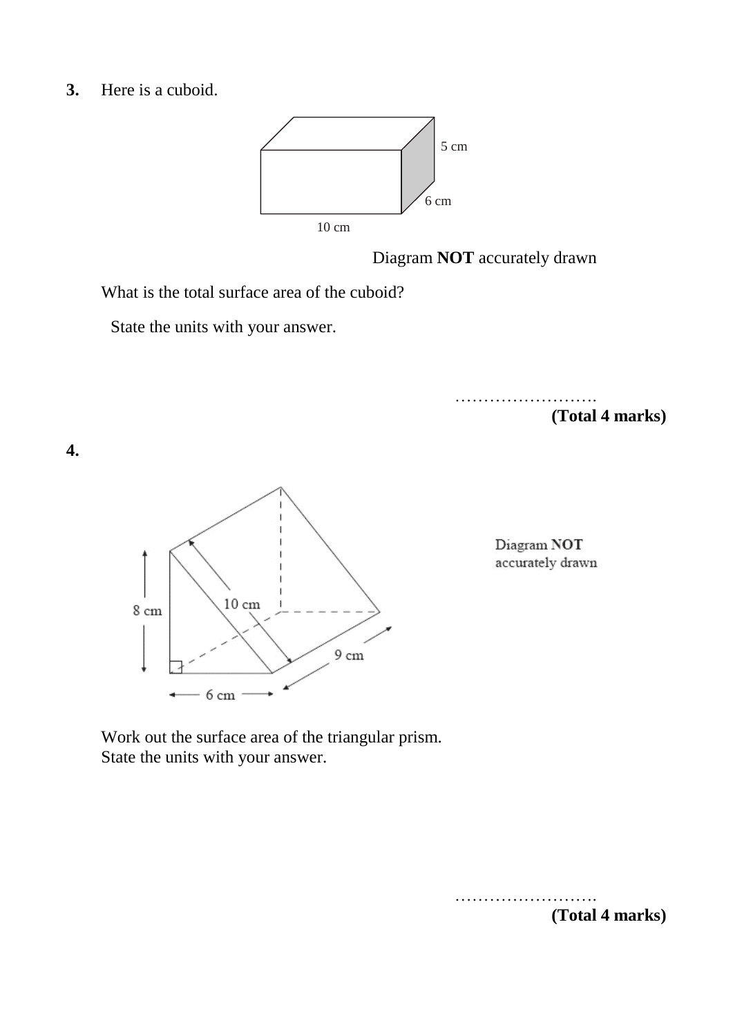**3.** Here is a cuboid.

5 cm

6 cm

10 cm

Diagram **NOT** accurately drawn

What is the total surface area of the cuboid?

State the units with your answer.

…………………….

**(Total 4 marks)**

**4.**

8 cm

10 cm

9 cm

6 cm

Diagram **NOT** accurately drawn

Work out the surface area of the triangular prism.
State the units with your answer.

…………………….

**(Total 4 marks)**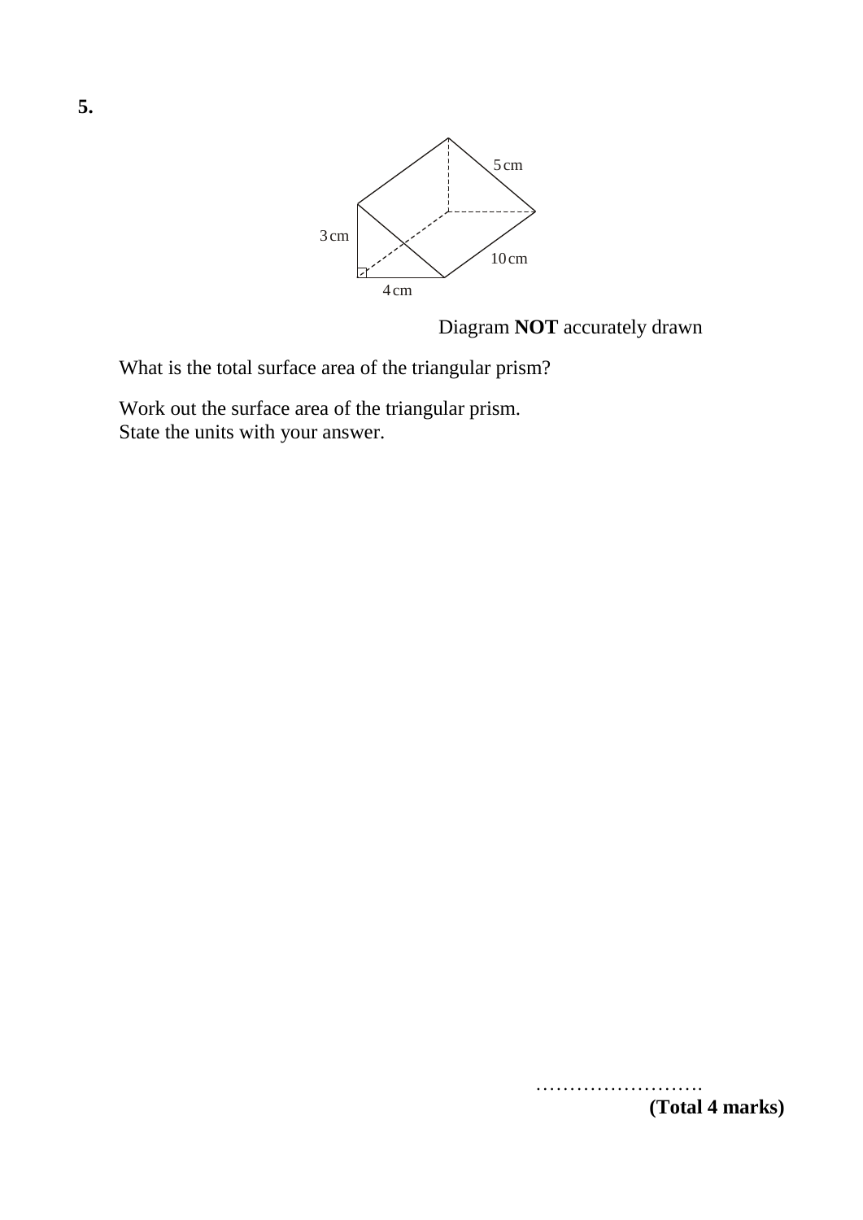**5.**

3 cm

4 cm

5 cm

10 cm

Diagram **NOT** accurately drawn

What is the total surface area of the triangular prism?

Work out the surface area of the triangular prism.
State the units with your answer.

…………………….

**(Total 4 marks)**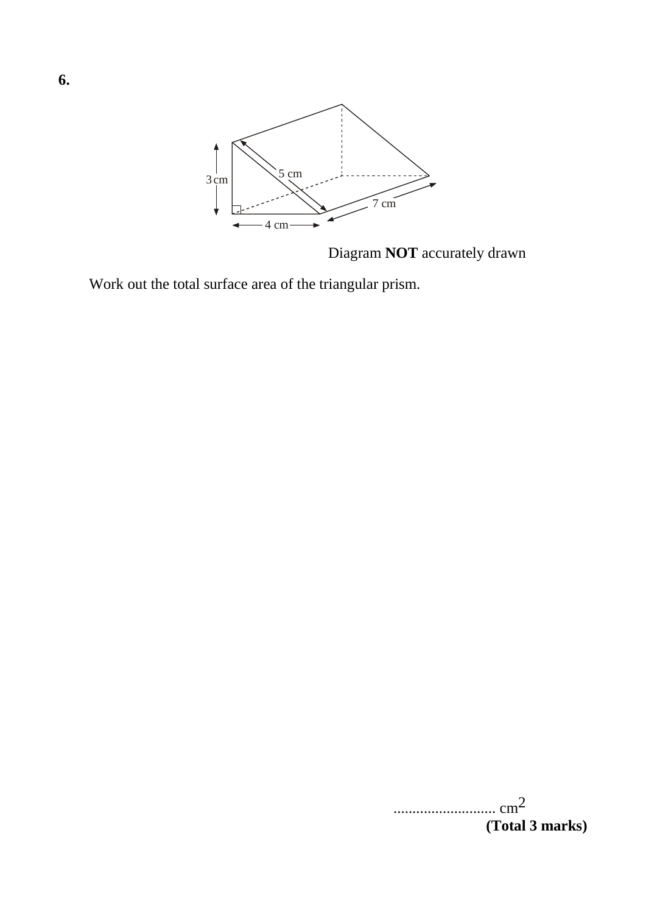**6.**

Diagram **NOT** accurately drawn

Work out the total surface area of the triangular prism.

........................... $cm^2$

**(Total 3 marks)**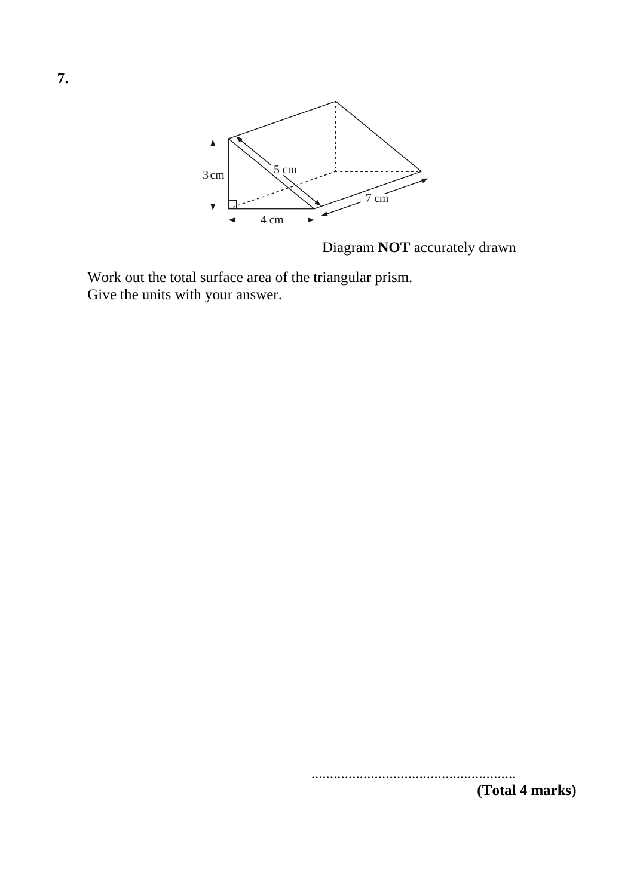**7.**

3 cm, 5 cm, 4 cm, 7 cm

Diagram **NOT** accurately drawn

Work out the total surface area of the triangular prism.
Give the units with your answer.

..........................................................

**(Total 4 marks)**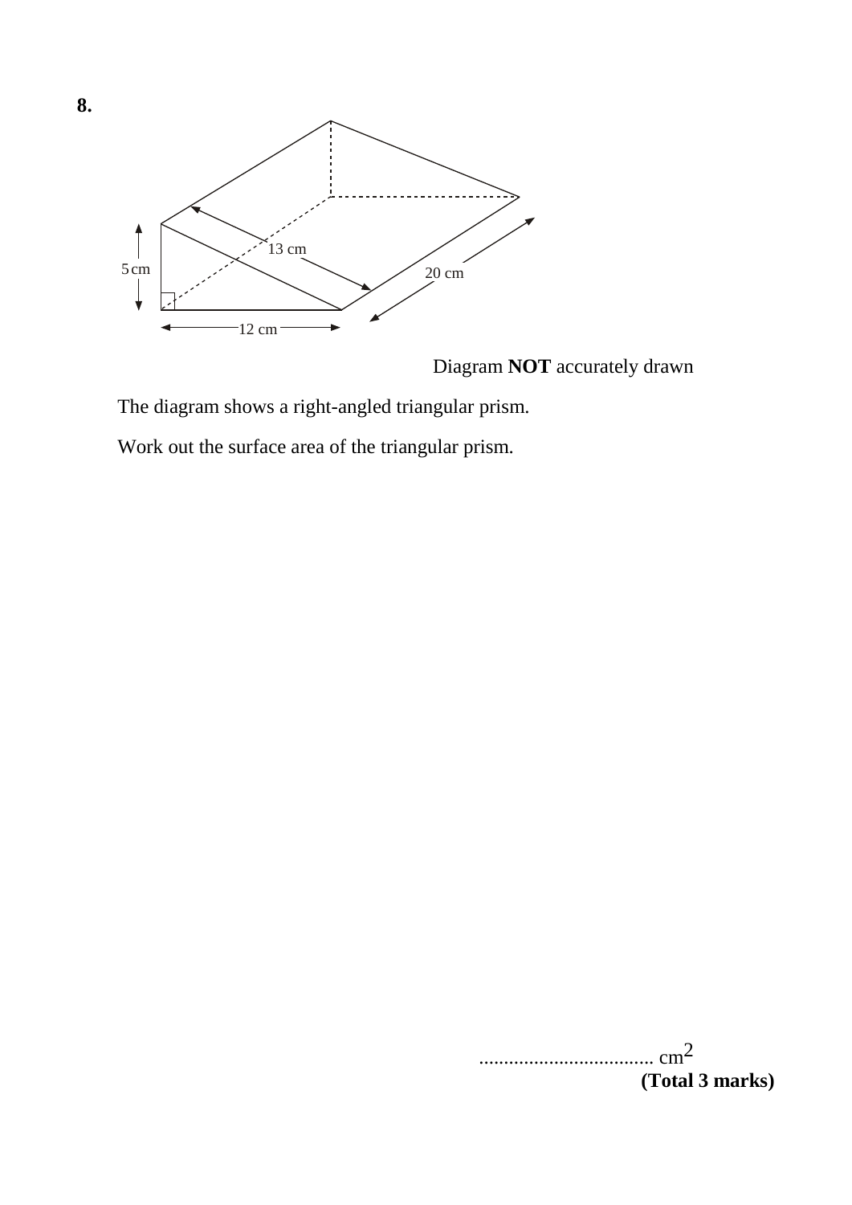**8.**

5 cm

13 cm

20 cm

12 cm

Diagram **NOT** accurately drawn

The diagram shows a right-angled triangular prism.

Work out the surface area of the triangular prism.

.................................. $cm^2$

**(Total 3 marks)**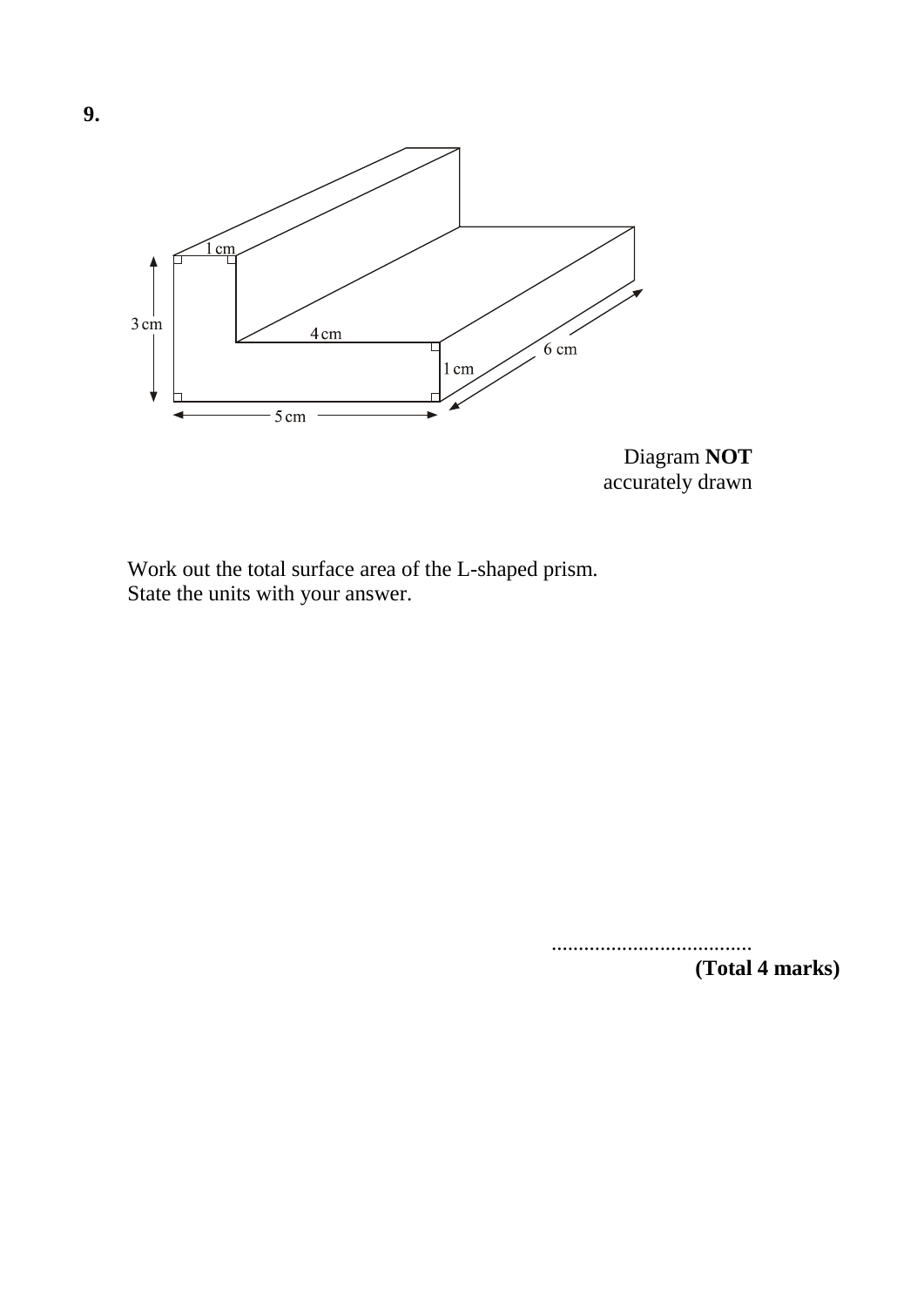**9.**

1 cm

3 cm

4 cm

1 cm

6 cm

5 cm

Diagram **NOT** accurately drawn

Work out the total surface area of the L-shaped prism.
State the units with your answer.

.....................................

**(Total 4 marks)**